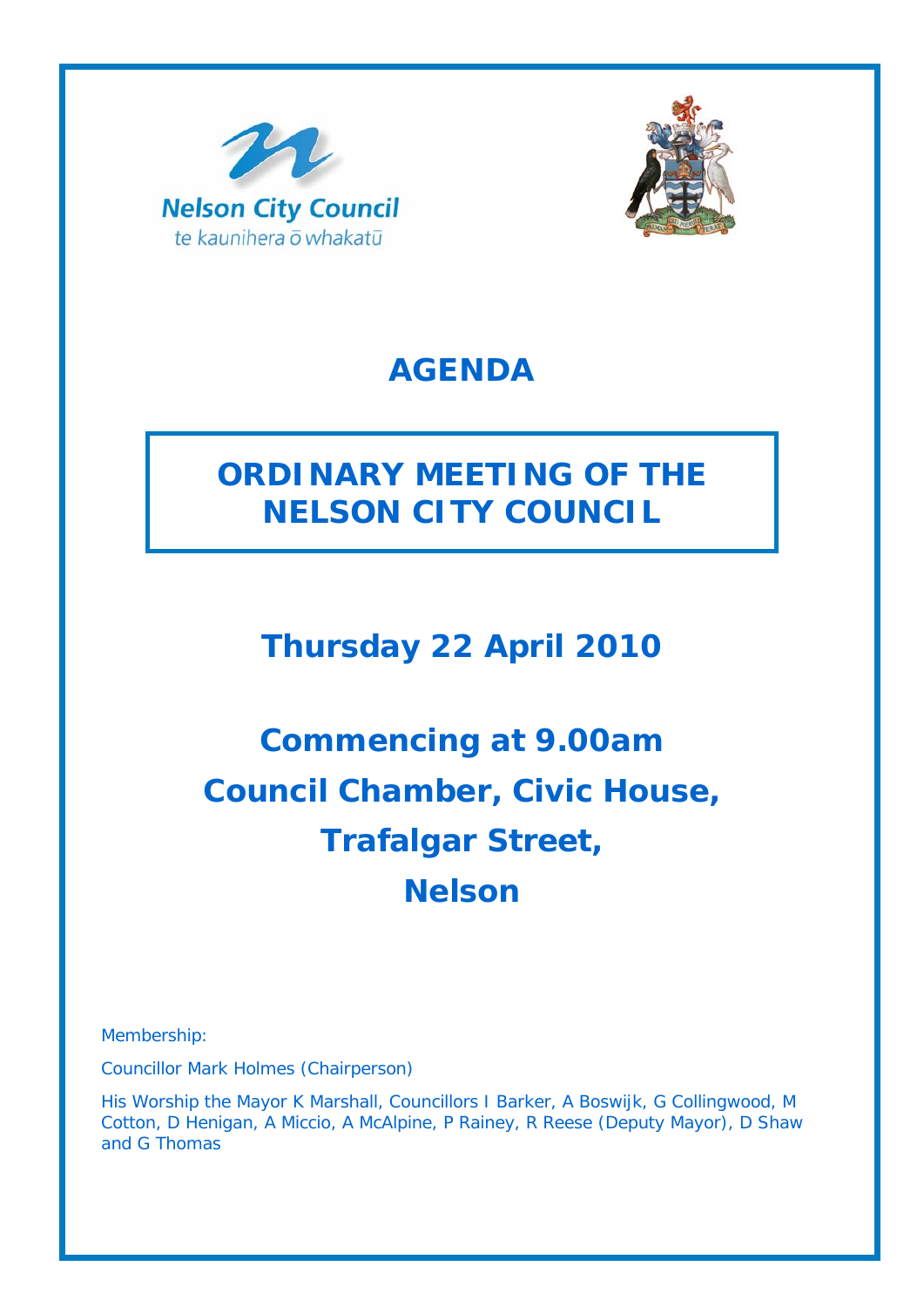Nelson City Council

te kaunihera ō whakatū

# AGENDA

## ORDINARY MEETING OF THE NELSON CITY COUNCIL

## Thursday 22 April 2010

## Commencing at 9.00am
## Council Chamber, Civic House, Trafalgar Street, Nelson

Membership:

Councillor Mark Holmes (Chairperson)

His Worship the Mayor K Marshall, Councillors I Barker, A Boswijk, G Collingwood, M Cotton, D Henigan, A Miccio, A McAlpine, P Rainey, R Reese (Deputy Mayor), D Shaw and G Thomas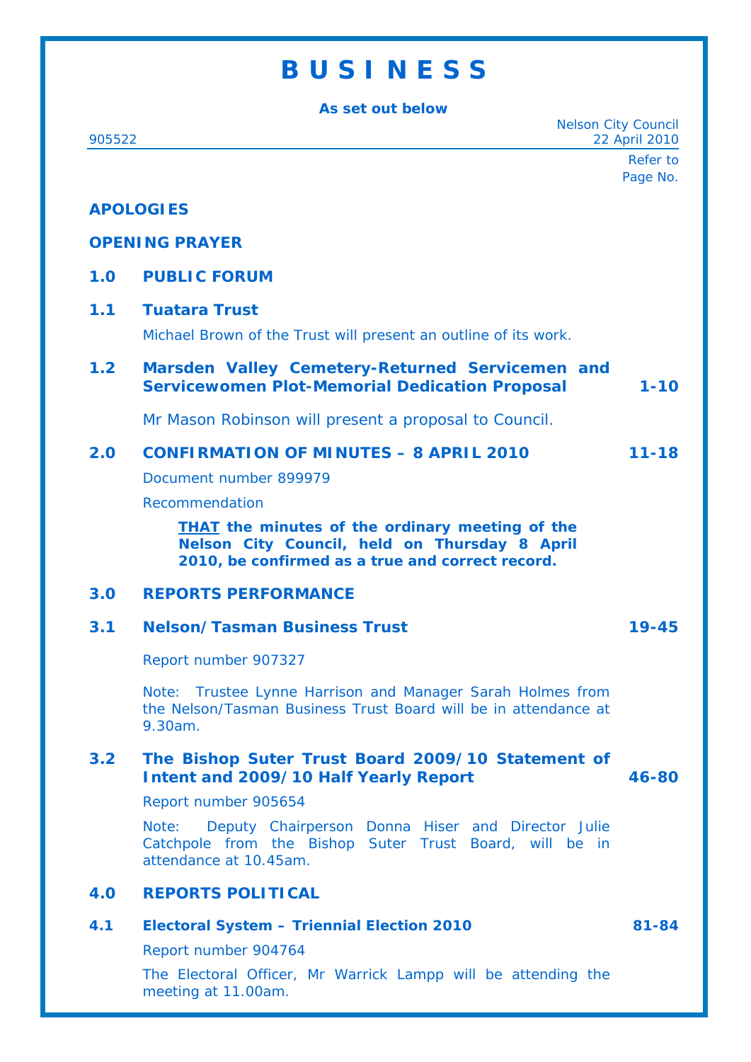# B U S I N E S S

**As set out below**

905522

Nelson City Council
22 April 2010

Refer to Page No.

**APOLOGIES**

**OPENING PRAYER**

**1.0 PUBLIC FORUM**

**1.1 Tuatara Trust**

Michael Brown of the Trust will present an outline of its work.

**1.2 Marsden Valley Cemetery-Returned Servicemen and Servicewomen Plot-Memorial Dedication Proposal** **1-10**

Mr Mason Robinson will present a proposal to Council.

**2.0 CONFIRMATION OF MINUTES – 8 APRIL 2010** **11-18**

Document number 899979

Recommendation

> ***THAT*** **the minutes of the ordinary meeting of the Nelson City Council, held on Thursday 8 April 2010, be confirmed as a true and correct record.**

**3.0 REPORTS PERFORMANCE**

**3.1 Nelson/Tasman Business Trust** **19-45**

Report number 907327

Note: Trustee Lynne Harrison and Manager Sarah Holmes from the Nelson/Tasman Business Trust Board will be in attendance at 9.30am.

**3.2 The Bishop Suter Trust Board 2009/10 Statement of Intent and 2009/10 Half Yearly Report** **46-80**

Report number 905654

Note: Deputy Chairperson Donna Hiser and Director Julie Catchpole from the Bishop Suter Trust Board, will be in attendance at 10.45am.

**4.0 REPORTS POLITICAL**

**4.1 Electoral System – Triennial Election 2010** **81-84**

Report number 904764

The Electoral Officer, Mr Warrick Lampp will be attending the meeting at 11.00am.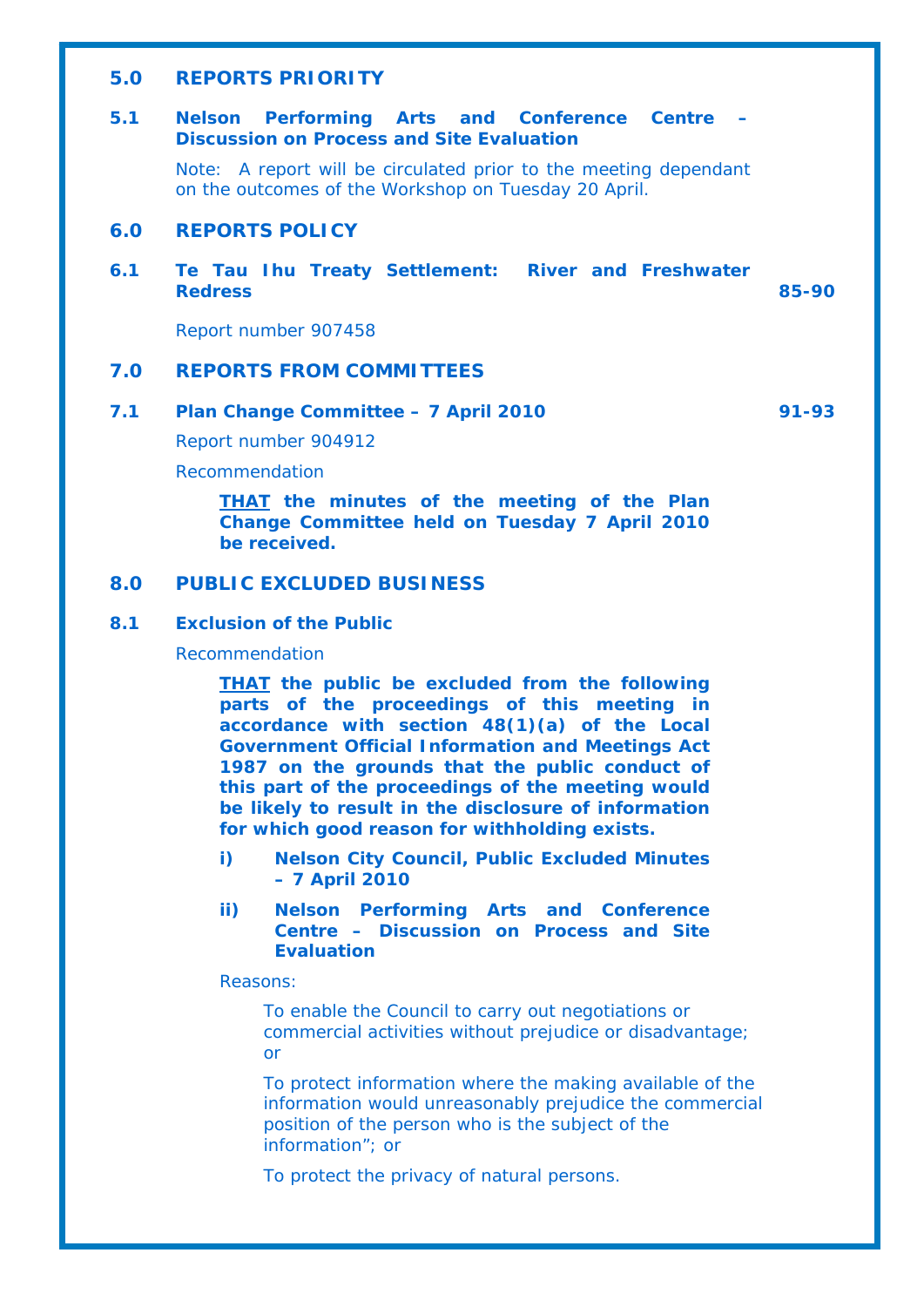## 5.0 REPORTS PRIORITY

### 5.1 Nelson Performing Arts and Conference Centre – Discussion on Process and Site Evaluation

Note: A report will be circulated prior to the meeting dependant on the outcomes of the Workshop on Tuesday 20 April.

## 6.0 REPORTS POLICY

### 6.1 Te Tau Ihu Treaty Settlement: River and Freshwater Redress — 85-90

Report number 907458

## 7.0 REPORTS FROM COMMITTEES

### 7.1 Plan Change Committee – 7 April 2010 — 91-93

Report number 904912

Recommendation

> **<u>THAT</u> the minutes of the meeting of the Plan Change Committee held on Tuesday 7 April 2010 be received.**

## 8.0 PUBLIC EXCLUDED BUSINESS

### 8.1 Exclusion of the Public

Recommendation

> **<u>THAT</u> the public be excluded from the following parts of the proceedings of this meeting in accordance with section 48(1)(a) of the Local Government Official Information and Meetings Act 1987 on the grounds that the public conduct of this part of the proceedings of the meeting would be likely to result in the disclosure of information for which good reason for withholding exists.**
>
> **i) Nelson City Council, Public Excluded Minutes – 7 April 2010**
>
> **ii) Nelson Performing Arts and Conference Centre – Discussion on Process and Site Evaluation**
>
> Reasons:
>
> To enable the Council to carry out negotiations or commercial activities without prejudice or disadvantage; or
>
> To protect information where the making available of the information would unreasonably prejudice the commercial position of the person who is the subject of the information"; or
>
> To protect the privacy of natural persons.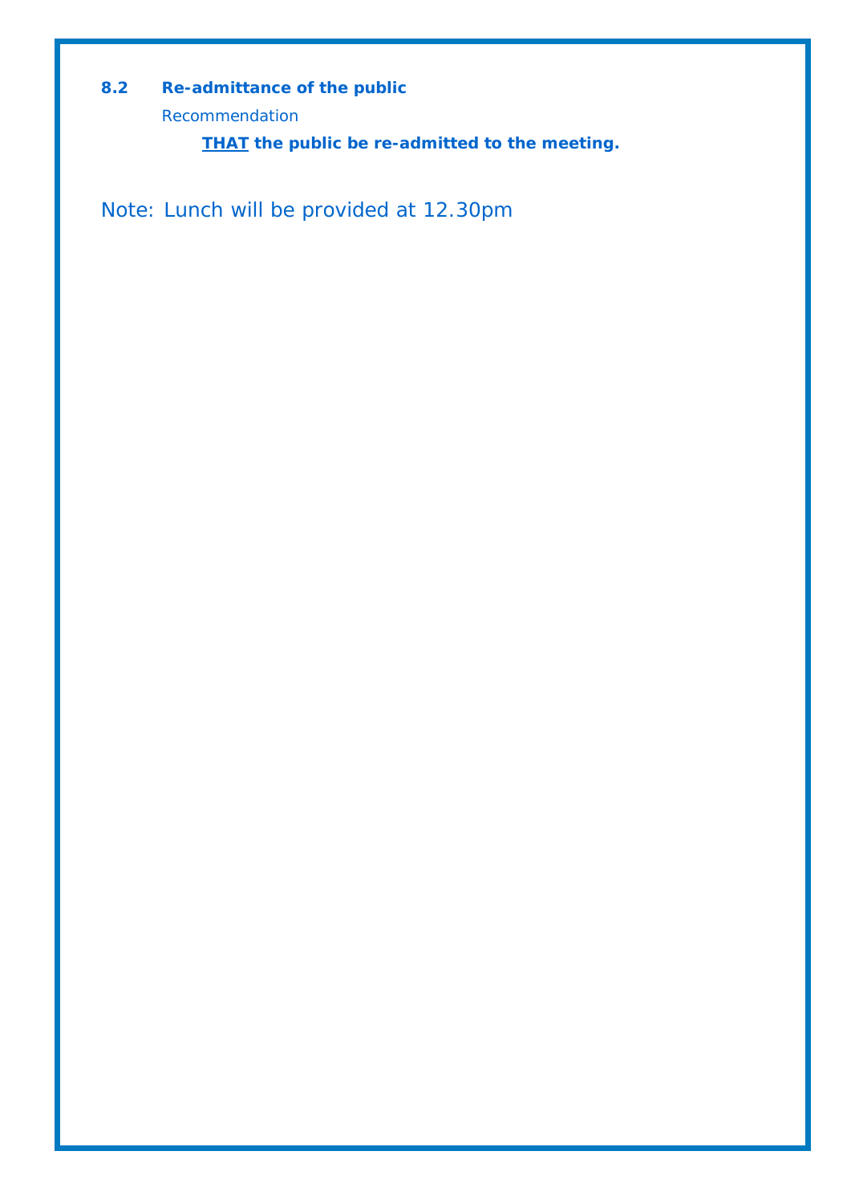### 8.2 Re-admittance of the public

Recommendation

**<u>THAT</u> the public be re-admitted to the meeting.**

Note: Lunch will be provided at 12.30pm